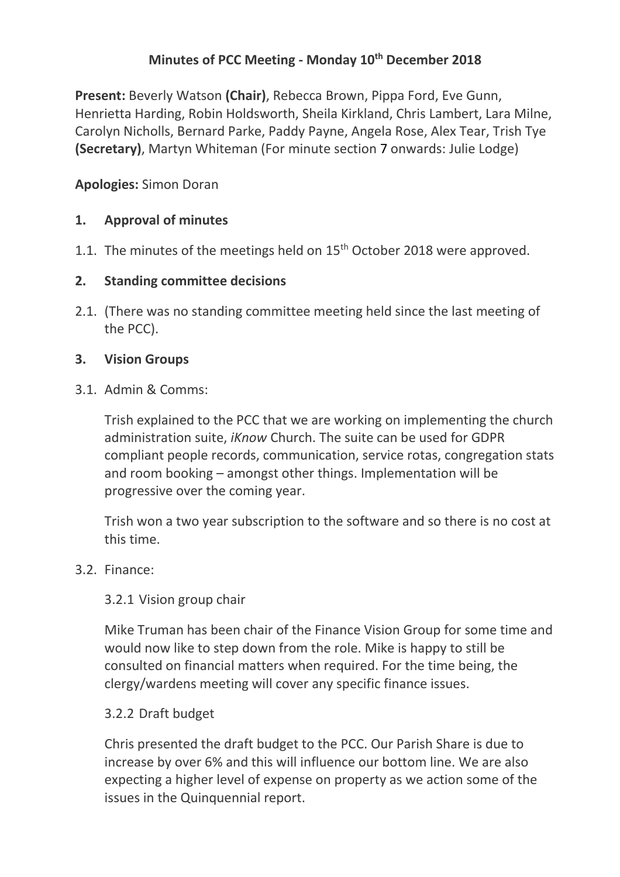# Minutes of PCC Meeting - Monday 10th December 2018

**Present:** Beverly Watson **(Chair)**, Rebecca Brown, Pippa Ford, Eve Gunn, Henrietta Harding, Robin Holdsworth, Sheila Kirkland, Chris Lambert, Lara Milne, Carolyn Nicholls, Bernard Parke, Paddy Payne, Angela Rose, Alex Tear, Trish Tye **(Secretary)**, Martyn Whiteman (For minute section 7 onwards: Julie Lodge)

**Apologies:** Simon Doran

## 1. Approval of minutes

1.1. The minutes of the meetings held on 15th October 2018 were approved.

## 2. Standing committee decisions

2.1. (There was no standing committee meeting held since the last meeting of the PCC).

## 3. Vision Groups

3.1. Admin & Comms:

Trish explained to the PCC that we are working on implementing the church administration suite, *iKnow* Church. The suite can be used for GDPR compliant people records, communication, service rotas, congregation stats and room booking – amongst other things. Implementation will be progressive over the coming year.

Trish won a two year subscription to the software and so there is no cost at this time.

3.2. Finance:

3.2.1 Vision group chair

Mike Truman has been chair of the Finance Vision Group for some time and would now like to step down from the role. Mike is happy to still be consulted on financial matters when required. For the time being, the clergy/wardens meeting will cover any specific finance issues.

3.2.2 Draft budget

Chris presented the draft budget to the PCC. Our Parish Share is due to increase by over 6% and this will influence our bottom line. We are also expecting a higher level of expense on property as we action some of the issues in the Quinquennial report.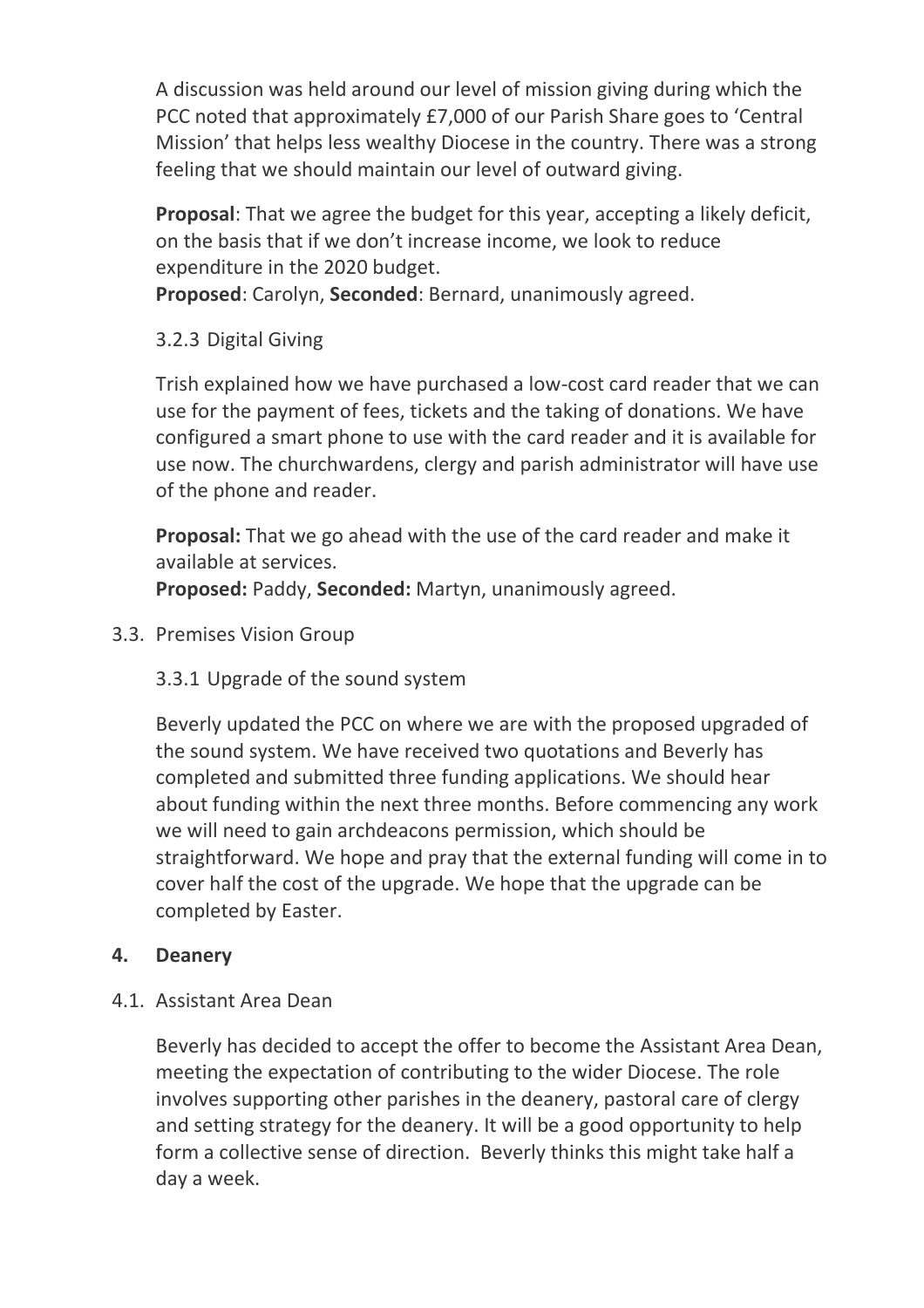A discussion was held around our level of mission giving during which the PCC noted that approximately £7,000 of our Parish Share goes to 'Central Mission' that helps less wealthy Diocese in the country. There was a strong feeling that we should maintain our level of outward giving.

**Proposal**: That we agree the budget for this year, accepting a likely deficit, on the basis that if we don't increase income, we look to reduce expenditure in the 2020 budget.
**Proposed**: Carolyn, **Seconded**: Bernard, unanimously agreed.

3.2.3 Digital Giving

Trish explained how we have purchased a low-cost card reader that we can use for the payment of fees, tickets and the taking of donations. We have configured a smart phone to use with the card reader and it is available for use now. The churchwardens, clergy and parish administrator will have use of the phone and reader.

**Proposal:** That we go ahead with the use of the card reader and make it available at services.
**Proposed:** Paddy, **Seconded:** Martyn, unanimously agreed.

3.3. Premises Vision Group

3.3.1 Upgrade of the sound system

Beverly updated the PCC on where we are with the proposed upgraded of the sound system. We have received two quotations and Beverly has completed and submitted three funding applications. We should hear about funding within the next three months. Before commencing any work we will need to gain archdeacons permission, which should be straightforward. We hope and pray that the external funding will come in to cover half the cost of the upgrade. We hope that the upgrade can be completed by Easter.

## 4. Deanery

4.1. Assistant Area Dean

Beverly has decided to accept the offer to become the Assistant Area Dean, meeting the expectation of contributing to the wider Diocese. The role involves supporting other parishes in the deanery, pastoral care of clergy and setting strategy for the deanery. It will be a good opportunity to help form a collective sense of direction. Beverly thinks this might take half a day a week.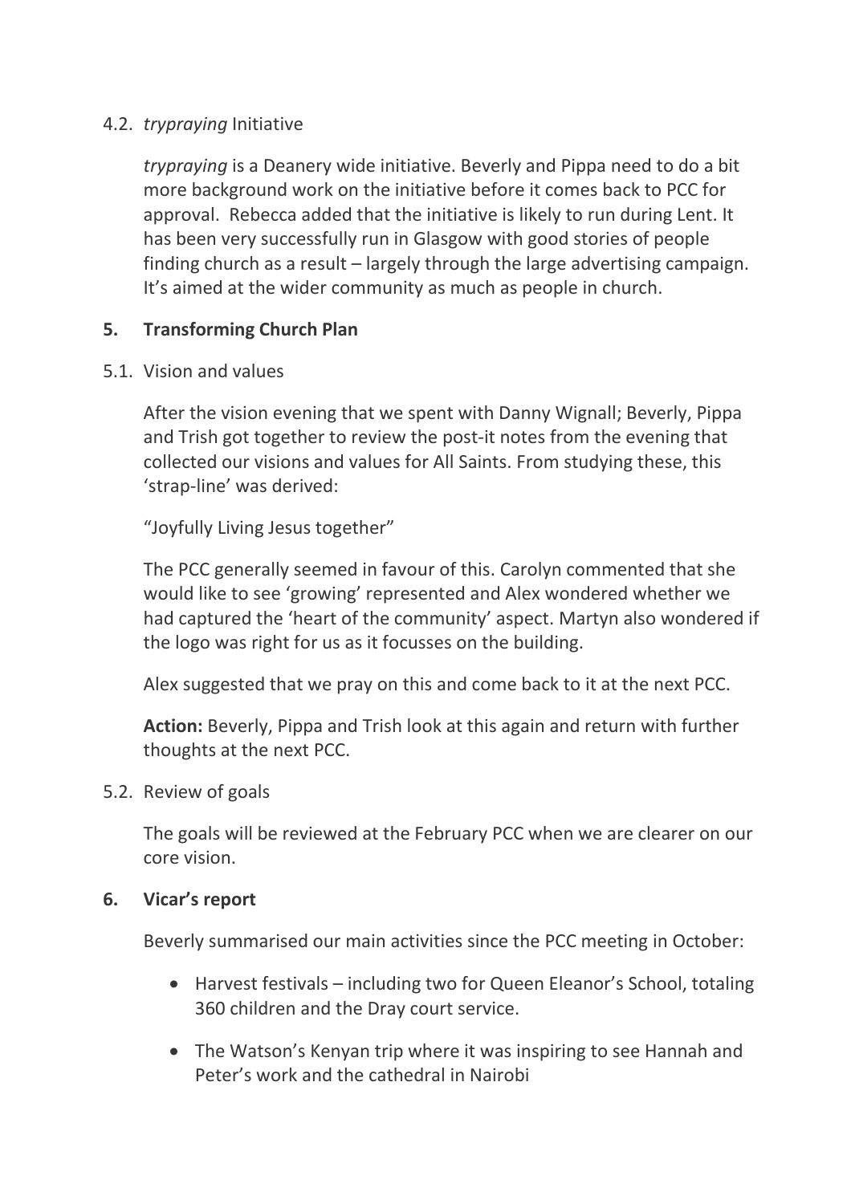4.2. *trypraying* Initiative

*trypraying* is a Deanery wide initiative. Beverly and Pippa need to do a bit more background work on the initiative before it comes back to PCC for approval. Rebecca added that the initiative is likely to run during Lent. It has been very successfully run in Glasgow with good stories of people finding church as a result – largely through the large advertising campaign. It's aimed at the wider community as much as people in church.

## 5. Transforming Church Plan

5.1. Vision and values

After the vision evening that we spent with Danny Wignall; Beverly, Pippa and Trish got together to review the post-it notes from the evening that collected our visions and values for All Saints. From studying these, this 'strap-line' was derived:

"Joyfully Living Jesus together"

The PCC generally seemed in favour of this. Carolyn commented that she would like to see 'growing' represented and Alex wondered whether we had captured the 'heart of the community' aspect. Martyn also wondered if the logo was right for us as it focusses on the building.

Alex suggested that we pray on this and come back to it at the next PCC.

**Action:** Beverly, Pippa and Trish look at this again and return with further thoughts at the next PCC.

5.2. Review of goals

The goals will be reviewed at the February PCC when we are clearer on our core vision.

## 6. Vicar's report

Beverly summarised our main activities since the PCC meeting in October:

- Harvest festivals – including two for Queen Eleanor's School, totaling 360 children and the Dray court service.
- The Watson's Kenyan trip where it was inspiring to see Hannah and Peter's work and the cathedral in Nairobi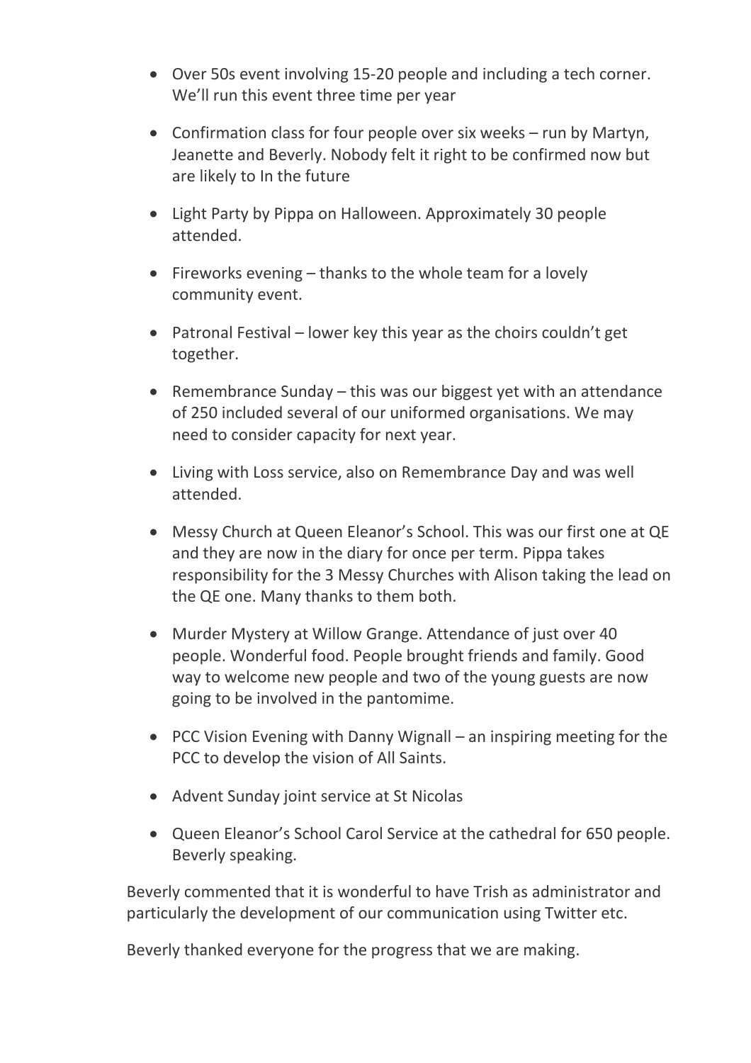- Over 50s event involving 15-20 people and including a tech corner. We'll run this event three time per year
- Confirmation class for four people over six weeks – run by Martyn, Jeanette and Beverly. Nobody felt it right to be confirmed now but are likely to In the future
- Light Party by Pippa on Halloween. Approximately 30 people attended.
- Fireworks evening – thanks to the whole team for a lovely community event.
- Patronal Festival – lower key this year as the choirs couldn't get together.
- Remembrance Sunday – this was our biggest yet with an attendance of 250 included several of our uniformed organisations. We may need to consider capacity for next year.
- Living with Loss service, also on Remembrance Day and was well attended.
- Messy Church at Queen Eleanor's School. This was our first one at QE and they are now in the diary for once per term. Pippa takes responsibility for the 3 Messy Churches with Alison taking the lead on the QE one. Many thanks to them both.
- Murder Mystery at Willow Grange. Attendance of just over 40 people. Wonderful food. People brought friends and family. Good way to welcome new people and two of the young guests are now going to be involved in the pantomime.
- PCC Vision Evening with Danny Wignall – an inspiring meeting for the PCC to develop the vision of All Saints.
- Advent Sunday joint service at St Nicolas
- Queen Eleanor's School Carol Service at the cathedral for 650 people. Beverly speaking.

Beverly commented that it is wonderful to have Trish as administrator and particularly the development of our communication using Twitter etc.

Beverly thanked everyone for the progress that we are making.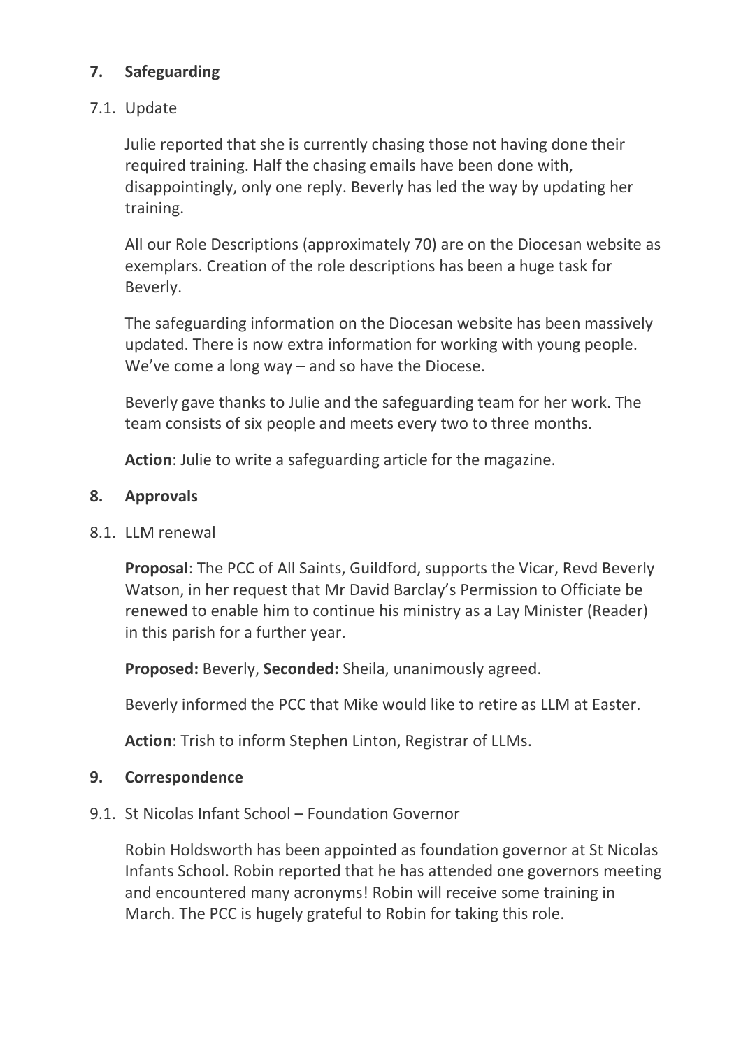## 7. Safeguarding

### 7.1. Update

Julie reported that she is currently chasing those not having done their required training. Half the chasing emails have been done with, disappointingly, only one reply. Beverly has led the way by updating her training.

All our Role Descriptions (approximately 70) are on the Diocesan website as exemplars. Creation of the role descriptions has been a huge task for Beverly.

The safeguarding information on the Diocesan website has been massively updated. There is now extra information for working with young people. We've come a long way – and so have the Diocese.

Beverly gave thanks to Julie and the safeguarding team for her work. The team consists of six people and meets every two to three months.

**Action**: Julie to write a safeguarding article for the magazine.

## 8. Approvals

### 8.1. LLM renewal

**Proposal**: The PCC of All Saints, Guildford, supports the Vicar, Revd Beverly Watson, in her request that Mr David Barclay's Permission to Officiate be renewed to enable him to continue his ministry as a Lay Minister (Reader) in this parish for a further year.

**Proposed:** Beverly, **Seconded:** Sheila, unanimously agreed.

Beverly informed the PCC that Mike would like to retire as LLM at Easter.

**Action**: Trish to inform Stephen Linton, Registrar of LLMs.

## 9. Correspondence

### 9.1. St Nicolas Infant School – Foundation Governor

Robin Holdsworth has been appointed as foundation governor at St Nicolas Infants School. Robin reported that he has attended one governors meeting and encountered many acronyms! Robin will receive some training in March. The PCC is hugely grateful to Robin for taking this role.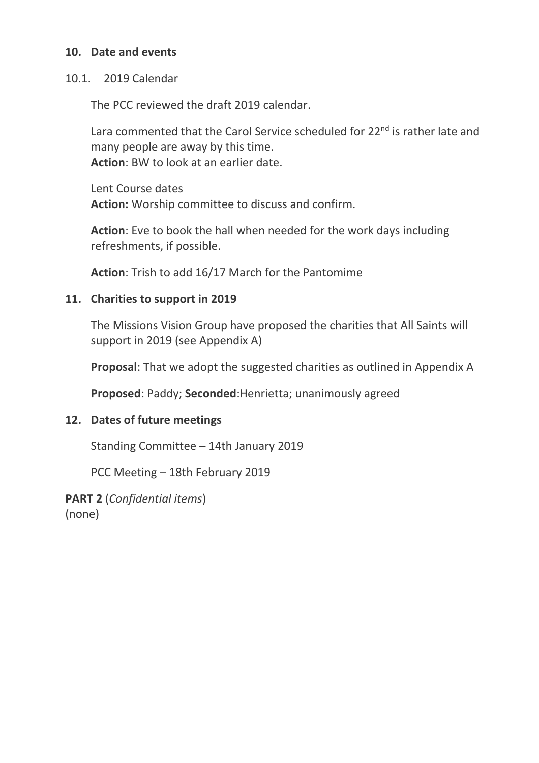## 10. Date and events

### 10.1. 2019 Calendar

The PCC reviewed the draft 2019 calendar.

Lara commented that the Carol Service scheduled for 22nd is rather late and many people are away by this time.
**Action**: BW to look at an earlier date.

Lent Course dates
**Action:** Worship committee to discuss and confirm.

**Action**: Eve to book the hall when needed for the work days including refreshments, if possible.

**Action**: Trish to add 16/17 March for the Pantomime

## 11. Charities to support in 2019

The Missions Vision Group have proposed the charities that All Saints will support in 2019 (see Appendix A)

**Proposal**: That we adopt the suggested charities as outlined in Appendix A

**Proposed**: Paddy; **Seconded**:Henrietta; unanimously agreed

## 12. Dates of future meetings

Standing Committee – 14th January 2019

PCC Meeting – 18th February 2019

**PART 2** (*Confidential items*)
(none)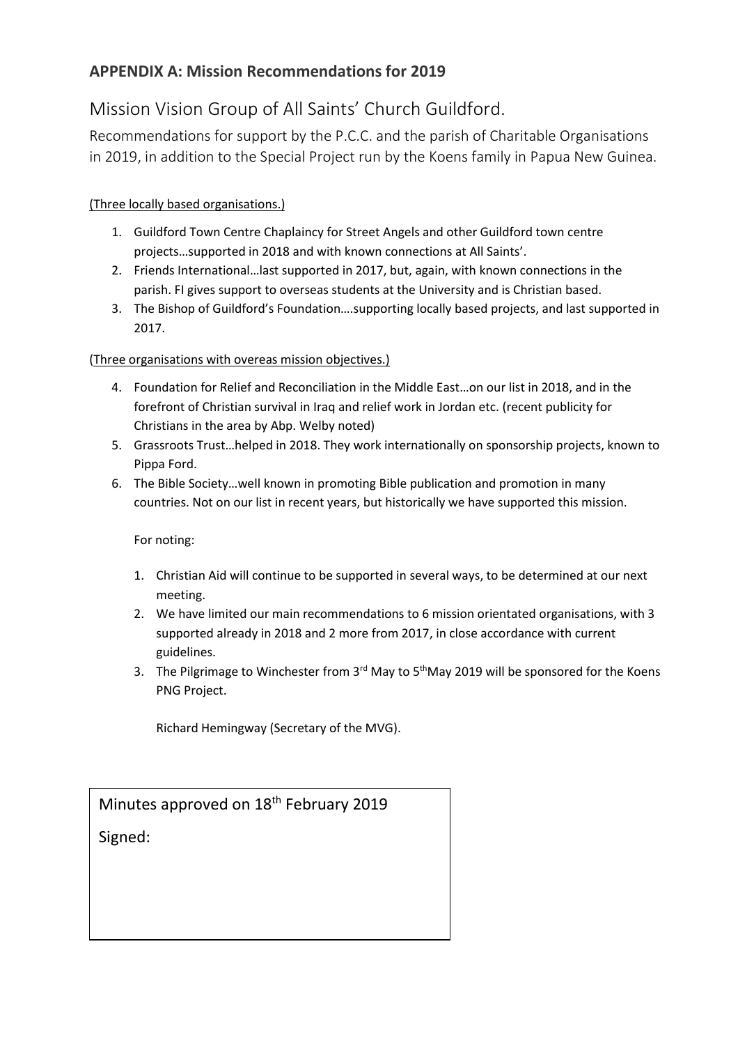### APPENDIX A: Mission Recommendations for 2019

## Mission Vision Group of All Saints' Church Guildford.

Recommendations for support by the P.C.C. and the parish of Charitable Organisations in 2019, in addition to the Special Project run by the Koens family in Papua New Guinea.

(Three locally based organisations.)

1. Guildford Town Centre Chaplaincy for Street Angels and other Guildford town centre projects…supported in 2018 and with known connections at All Saints'.
2. Friends International…last supported in 2017, but, again, with known connections in the parish. FI gives support to overseas students at the University and is Christian based.
3. The Bishop of Guildford's Foundation….supporting locally based projects, and last supported in 2017.

(Three organisations with overeas mission objectives.)

4. Foundation for Relief and Reconciliation in the Middle East…on our list in 2018, and in the forefront of Christian survival in Iraq and relief work in Jordan etc. (recent publicity for Christians in the area by Abp. Welby noted)
5. Grassroots Trust…helped in 2018. They work internationally on sponsorship projects, known to Pippa Ford.
6. The Bible Society…well known in promoting Bible publication and promotion in many countries. Not on our list in recent years, but historically we have supported this mission.

For noting:

1. Christian Aid will continue to be supported in several ways, to be determined at our next meeting.
2. We have limited our main recommendations to 6 mission orientated organisations, with 3 supported already in 2018 and 2 more from 2017, in close accordance with current guidelines.
3. The Pilgrimage to Winchester from 3rd May to 5th May 2019 will be sponsored for the Koens PNG Project.

Richard Hemingway (Secretary of the MVG).

Minutes approved on 18th February 2019

Signed: